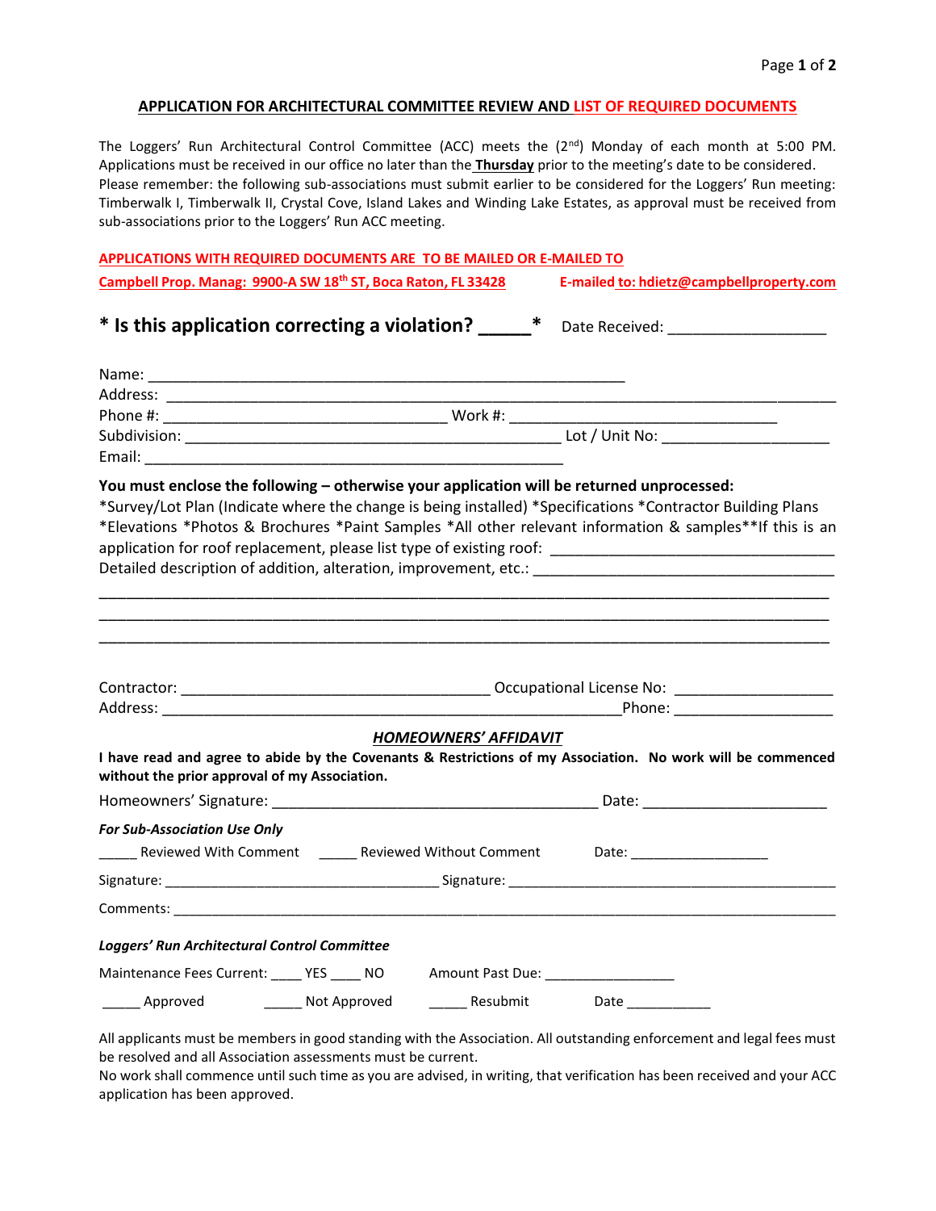## APPLICATION FOR ARCHITECTURAL COMMITTEE REVIEW AND LIST OF REQUIRED DOCUMENTS

The Loggers' Run Architectural Control Committee (ACC) meets the (2nd) Monday of each month at 5:00 PM. Applications must be received in our office no later than the **Thursday** prior to the meeting's date to be considered. Please remember: the following sub-associations must submit earlier to be considered for the Loggers' Run meeting: Timberwalk I, Timberwalk II, Crystal Cove, Island Lakes and Winding Lake Estates, as approval must be received from sub-associations prior to the Loggers' Run ACC meeting.

**APPLICATIONS WITH REQUIRED DOCUMENTS ARE TO BE MAILED OR E-MAILED TO**

**Campbell Prop. Manag: 9900-A SW 18th ST, Boca Raton, FL 33428** **E-mailed to: hdietz@campbellproperty.com**

### * Is this application correcting a violation? _____ * Date Received: ___________________

Name: ___________________________________________________________

Address: ___________________________________________________________________________

Phone #: ___________________________________ Work #: __________________________________

Subdivision: ________________________________________________ Lot / Unit No: _____________________

Email: _____________________________________________________

**You must enclose the following – otherwise your application will be returned unprocessed:**

*Survey/Lot Plan (Indicate where the change is being installed) *Specifications *Contractor Building Plans *Elevations *Photos & Brochures *Paint Samples *All other relevant information & samples**If this is an application for roof replacement, please list type of existing roof: ___________________________________

Detailed description of addition, alteration, improvement, etc.: _____________________________________

___________________________________________________________________________________________

___________________________________________________________________________________________

___________________________________________________________________________________________

Contractor: ________________________________________ Occupational License No: ____________________

Address: ____________________________________________________________Phone: ____________________

***HOMEOWNERS' AFFIDAVIT***

**I have read and agree to abide by the Covenants & Restrictions of my Association. No work will be commenced without the prior approval of my Association.**

Homeowners' Signature: ___________________________________________ Date: _______________________

***For Sub-Association Use Only***

_____ Reviewed With Comment _____ Reviewed Without Comment Date: ___________________

Signature: ____________________________________ Signature: ___________________________________________

Comments: __________________________________________________________________________________________

***Loggers' Run Architectural Control Committee***

Maintenance Fees Current: ____ YES ____ NO Amount Past Due: _________________

_____ Approved _____ Not Approved _____ Resubmit Date ___________

All applicants must be members in good standing with the Association. All outstanding enforcement and legal fees must be resolved and all Association assessments must be current.

No work shall commence until such time as you are advised, in writing, that verification has been received and your ACC application has been approved.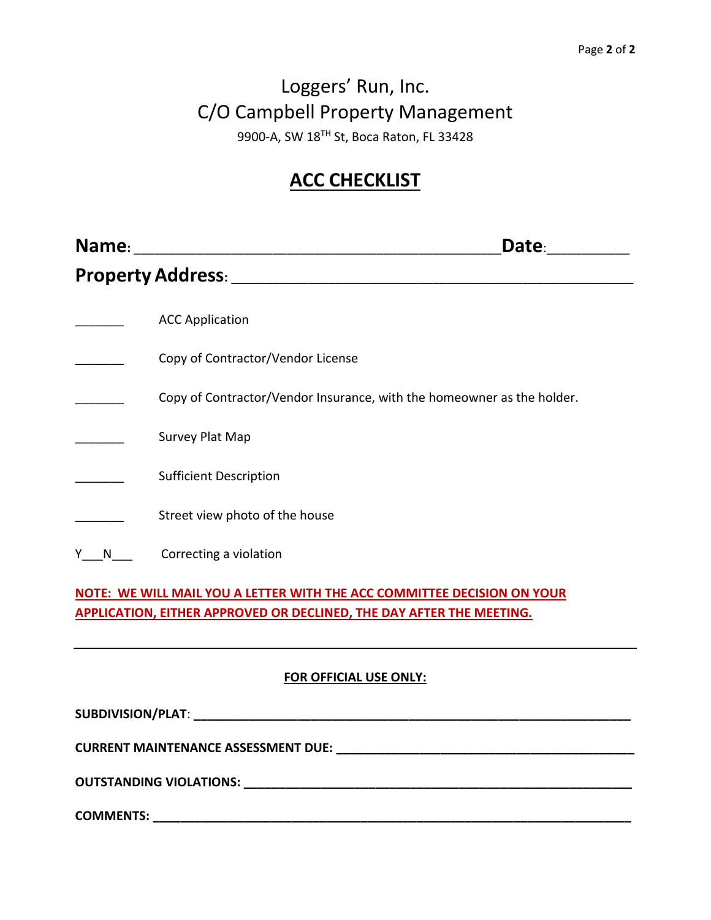Loggers' Run, Inc.
C/O Campbell Property Management
9900-A, SW 18TH St, Boca Raton, FL 33428

# ACC CHECKLIST

**Name**: ________________________________________ **Date**: _________

**Property Address**: ______________________________________________

_______ ACC Application

_______ Copy of Contractor/Vendor License

_______ Copy of Contractor/Vendor Insurance, with the homeowner as the holder.

_______ Survey Plat Map

_______ Sufficient Description

_______ Street view photo of the house

Y___N___ Correcting a violation

**NOTE: WE WILL MAIL YOU A LETTER WITH THE ACC COMMITTEE DECISION ON YOUR APPLICATION, EITHER APPROVED OR DECLINED, THE DAY AFTER THE MEETING.**

---

**FOR OFFICIAL USE ONLY:**

**SUBDIVISION/PLAT**: _______________________________________________

**CURRENT MAINTENANCE ASSESSMENT DUE:** ______________________________

**OUTSTANDING VIOLATIONS:** ___________________________________________

**COMMENTS:** ______________________________________________________